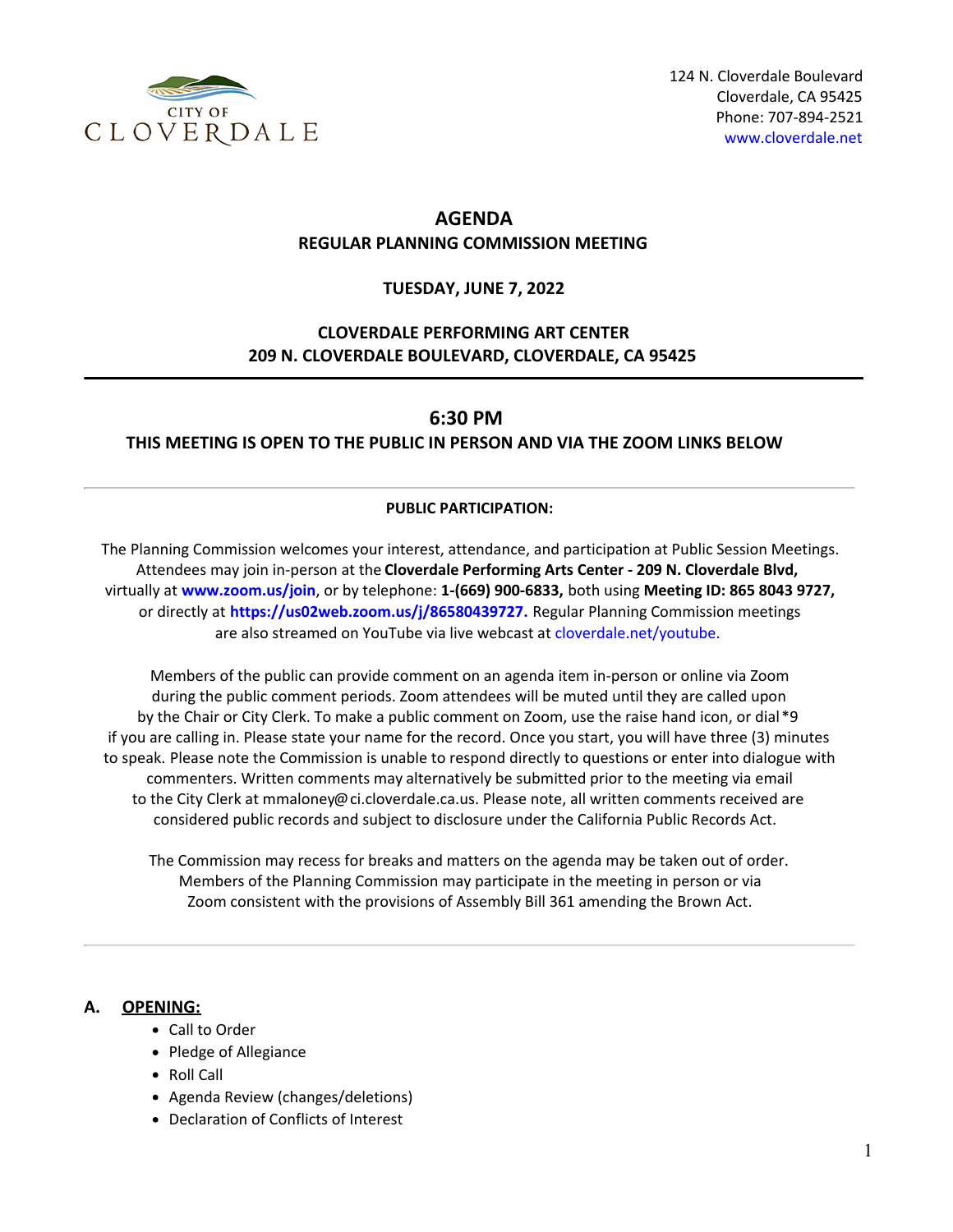CITY OF CLOVERDALE

124 N. Cloverdale Boulevard
Cloverdale, CA 95425
Phone: 707-894-2521
www.cloverdale.net

# AGENDA

## REGULAR PLANNING COMMISSION MEETING

**TUESDAY, JUNE 7, 2022**

**CLOVERDALE PERFORMING ART CENTER**
**209 N. CLOVERDALE BOULEVARD, CLOVERDALE, CA 95425**

---

## 6:30 PM

**THIS MEETING IS OPEN TO THE PUBLIC IN PERSON AND VIA THE ZOOM LINKS BELOW**

---

**PUBLIC PARTICIPATION:**

The Planning Commission welcomes your interest, attendance, and participation at Public Session Meetings. Attendees may join in-person at the **Cloverdale Performing Arts Center - 209 N. Cloverdale Blvd,** virtually at **www.zoom.us/join**, or by telephone: **1-(669) 900-6833,** both using **Meeting ID: 865 8043 9727,** or directly at **https://us02web.zoom.us/j/86580439727.** Regular Planning Commission meetings are also streamed on YouTube via live webcast at cloverdale.net/youtube.

Members of the public can provide comment on an agenda item in-person or online via Zoom during the public comment periods. Zoom attendees will be muted until they are called upon by the Chair or City Clerk. To make a public comment on Zoom, use the raise hand icon, or dial *9 if you are calling in. Please state your name for the record. Once you start, you will have three (3) minutes to speak. Please note the Commission is unable to respond directly to questions or enter into dialogue with commenters. Written comments may alternatively be submitted prior to the meeting via email to the City Clerk at mmaloney@ci.cloverdale.ca.us. Please note, all written comments received are considered public records and subject to disclosure under the California Public Records Act.

The Commission may recess for breaks and matters on the agenda may be taken out of order. Members of the Planning Commission may participate in the meeting in person or via Zoom consistent with the provisions of Assembly Bill 361 amending the Brown Act.

---

**A. OPENING:**

- Call to Order
- Pledge of Allegiance
- Roll Call
- Agenda Review (changes/deletions)
- Declaration of Conflicts of Interest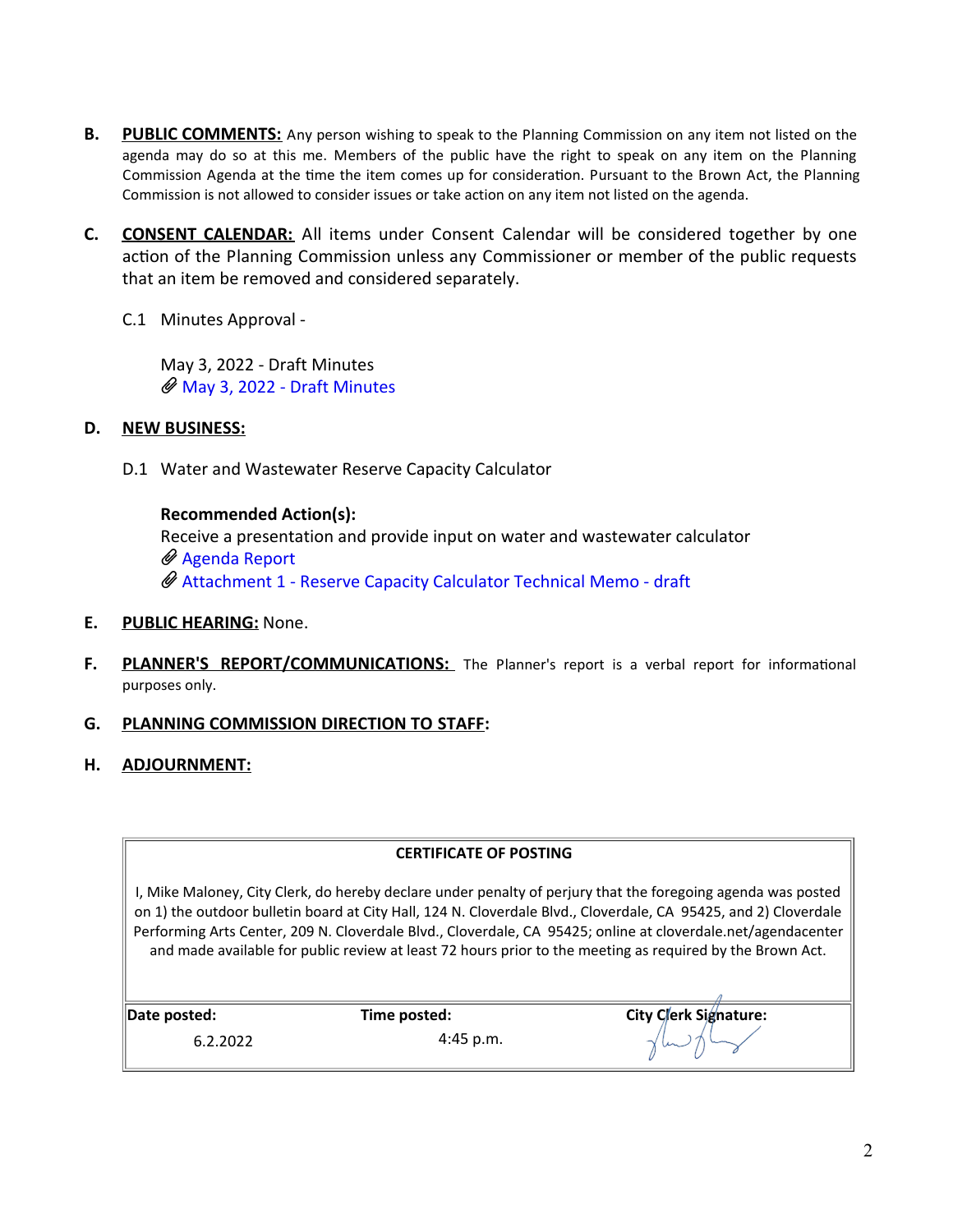**B. PUBLIC COMMENTS:** Any person wishing to speak to the Planning Commission on any item not listed on the agenda may do so at this me. Members of the public have the right to speak on any item on the Planning Commission Agenda at the time the item comes up for consideration. Pursuant to the Brown Act, the Planning Commission is not allowed to consider issues or take action on any item not listed on the agenda.

**C. CONSENT CALENDAR:** All items under Consent Calendar will be considered together by one action of the Planning Commission unless any Commissioner or member of the public requests that an item be removed and considered separately.

C.1 Minutes Approval -

May 3, 2022 - Draft Minutes

May 3, 2022 - Draft Minutes

**D. NEW BUSINESS:**

D.1 Water and Wastewater Reserve Capacity Calculator

**Recommended Action(s):**

Receive a presentation and provide input on water and wastewater calculator

Agenda Report

Attachment 1 - Reserve Capacity Calculator Technical Memo - draft

**E. PUBLIC HEARING:** None.

**F. PLANNER'S REPORT/COMMUNICATIONS:** The Planner's report is a verbal report for informational purposes only.

**G. PLANNING COMMISSION DIRECTION TO STAFF:**

**H. ADJOURNMENT:**

| **CERTIFICATE OF POSTING** | | |
|---|---|---|
| I, Mike Maloney, City Clerk, do hereby declare under penalty of perjury that the foregoing agenda was posted on 1) the outdoor bulletin board at City Hall, 124 N. Cloverdale Blvd., Cloverdale, CA 95425, and 2) Cloverdale Performing Arts Center, 209 N. Cloverdale Blvd., Cloverdale, CA 95425; online at cloverdale.net/agendacenter and made available for public review at least 72 hours prior to the meeting as required by the Brown Act. | | |
| **Date posted:** | **Time posted:** | **City Clerk Signature:** |
| 6.2.2022 | 4:45 p.m. | |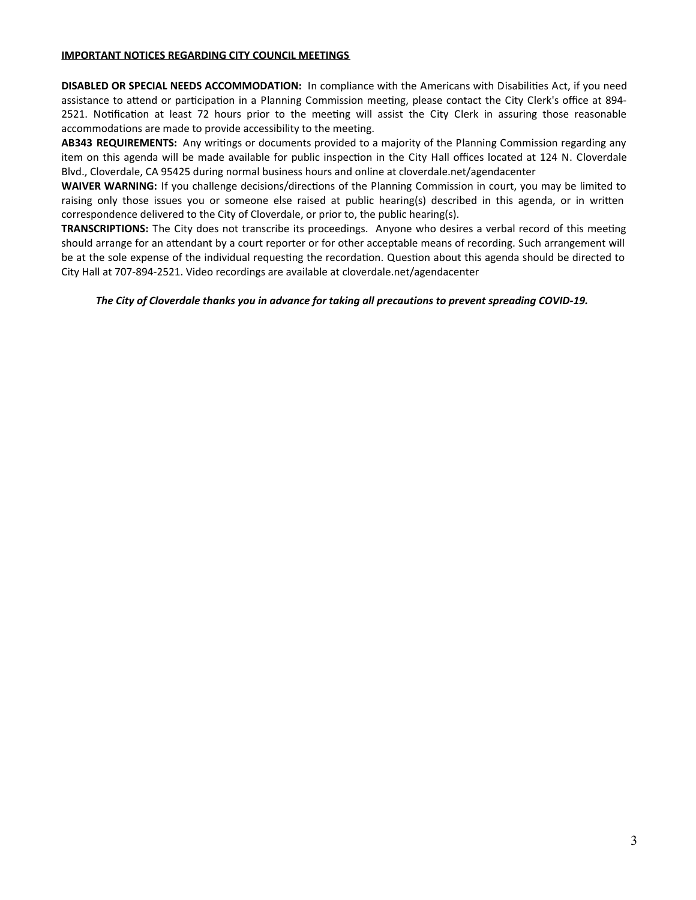**IMPORTANT NOTICES REGARDING CITY COUNCIL MEETINGS**

**DISABLED OR SPECIAL NEEDS ACCOMMODATION:** In compliance with the Americans with Disabilities Act, if you need assistance to attend or participation in a Planning Commission meeting, please contact the City Clerk's office at 894-2521. Notification at least 72 hours prior to the meeting will assist the City Clerk in assuring those reasonable accommodations are made to provide accessibility to the meeting.

**AB343 REQUIREMENTS:** Any writings or documents provided to a majority of the Planning Commission regarding any item on this agenda will be made available for public inspection in the City Hall offices located at 124 N. Cloverdale Blvd., Cloverdale, CA 95425 during normal business hours and online at cloverdale.net/agendacenter

**WAIVER WARNING:** If you challenge decisions/directions of the Planning Commission in court, you may be limited to raising only those issues you or someone else raised at public hearing(s) described in this agenda, or in written correspondence delivered to the City of Cloverdale, or prior to, the public hearing(s).

**TRANSCRIPTIONS:** The City does not transcribe its proceedings. Anyone who desires a verbal record of this meeting should arrange for an attendant by a court reporter or for other acceptable means of recording. Such arrangement will be at the sole expense of the individual requesting the recordation. Question about this agenda should be directed to City Hall at 707-894-2521. Video recordings are available at cloverdale.net/agendacenter

***The City of Cloverdale thanks you in advance for taking all precautions to prevent spreading COVID-19.***